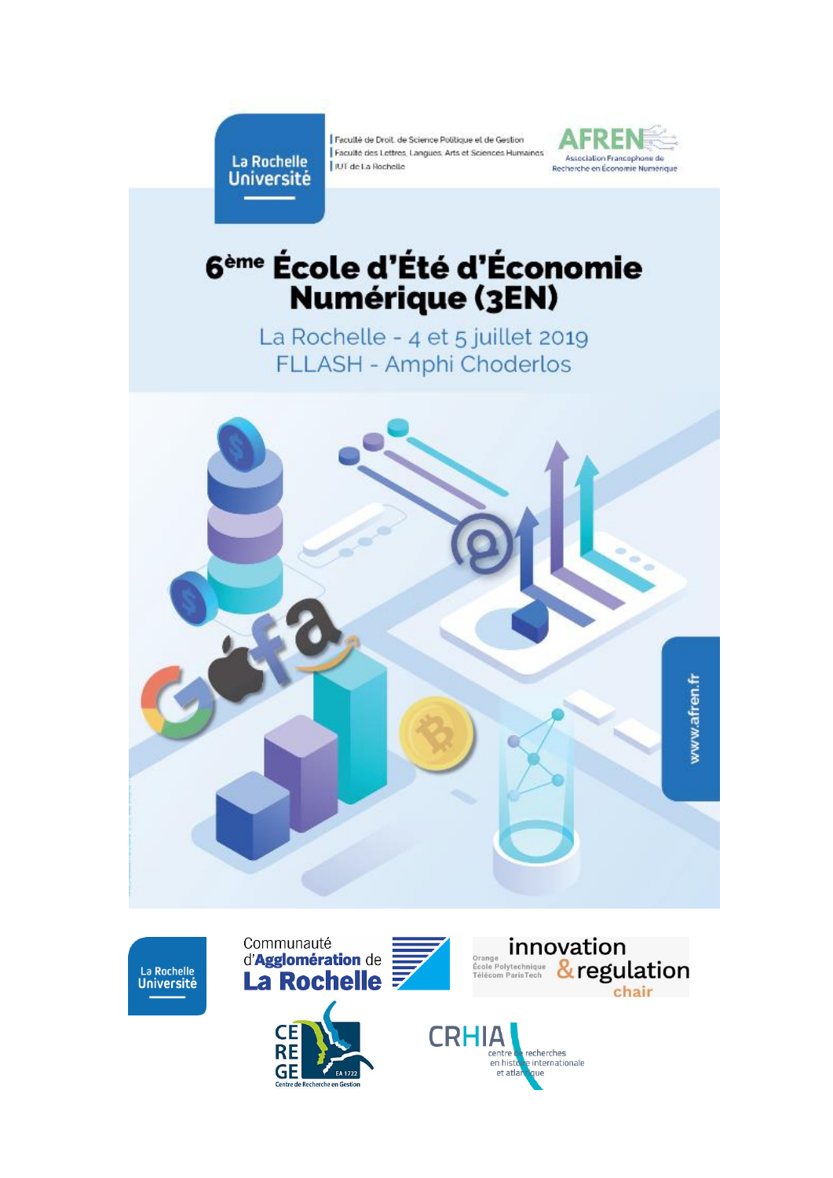La Rochelle Université

Faculté de Droit, de Science Politique et de Gestion
Faculté des Lettres, Langues, Arts et Sciences Humaines
IUT de La Rochelle

AFREN
Association Francophone de Recherche en Économie Numérique

# 6ème École d'Été d'Économie Numérique (3EN)

La Rochelle - 4 et 5 juillet 2019
FLLASH - Amphi Choderlos

www.afren.fr

La Rochelle Université

Communauté d'Agglomération de La Rochelle

Orange
École Polytechnique
Télécom ParisTech
innovation & regulation chair

CEREGE EA 1722
Centre de Recherche en Gestion

CRHIA
centre de recherches en histoire internationale et atlantique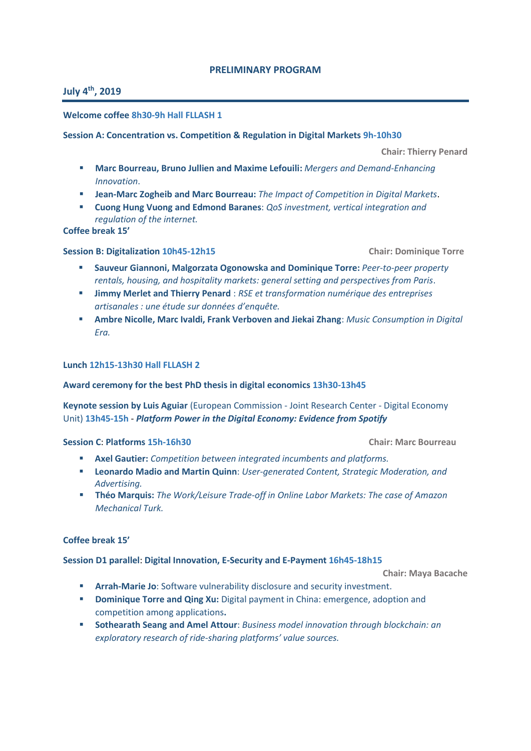**PRELIMINARY PROGRAM**

## July 4[th], 2019

**Welcome coffee 8h30-9h Hall FLLASH 1**

**Session A: Concentration vs. Competition & Regulation in Digital Markets 9h-10h30**

**Chair: Thierry Penard**

- **Marc Bourreau, Bruno Jullien and Maxime Lefouili:** *Mergers and Demand-Enhancing Innovation*.
- **Jean-Marc Zogheib and Marc Bourreau:** *The Impact of Competition in Digital Markets*.
- **Cuong Hung Vuong and Edmond Baranes**: *QoS investment, vertical integration and regulation of the internet.*

**Coffee break 15'**

**Session B: Digitalization 10h45-12h15** **Chair: Dominique Torre**

- **Sauveur Giannoni, Malgorzata Ogonowska and Dominique Torre:** *Peer-to-peer property rentals, housing, and hospitality markets: general setting and perspectives from Paris*.
- **Jimmy Merlet and Thierry Penard** : *RSE et transformation numérique des entreprises artisanales : une étude sur données d'enquête.*
- **Ambre Nicolle, Marc Ivaldi, Frank Verboven and Jiekai Zhang**: *Music Consumption in Digital Era.*

**Lunch 12h15-13h30 Hall FLLASH 2**

**Award ceremony for the best PhD thesis in digital economics 13h30-13h45**

**Keynote session by Luis Aguiar** (European Commission - Joint Research Center - Digital Economy Unit) **13h45-15h** - ***Platform Power in the Digital Economy: Evidence from Spotify***

**Session C: Platforms 15h-16h30** **Chair: Marc Bourreau**

- **Axel Gautier:** *Competition between integrated incumbents and platforms.*
- **Leonardo Madio and Martin Quinn**: *User-generated Content, Strategic Moderation, and Advertising.*
- **Théo Marquis:** *The Work/Leisure Trade-off in Online Labor Markets: The case of Amazon Mechanical Turk.*

**Coffee break 15'**

**Session D1 parallel: Digital Innovation, E-Security and E-Payment 16h45-18h15**

**Chair: Maya Bacache**

- **Arrah-Marie Jo**: Software vulnerability disclosure and security investment.
- **Dominique Torre and Qing Xu:** Digital payment in China: emergence, adoption and competition among applications**.**
- **Sothearath Seang and Amel Attour**: *Business model innovation through blockchain: an exploratory research of ride-sharing platforms' value sources.*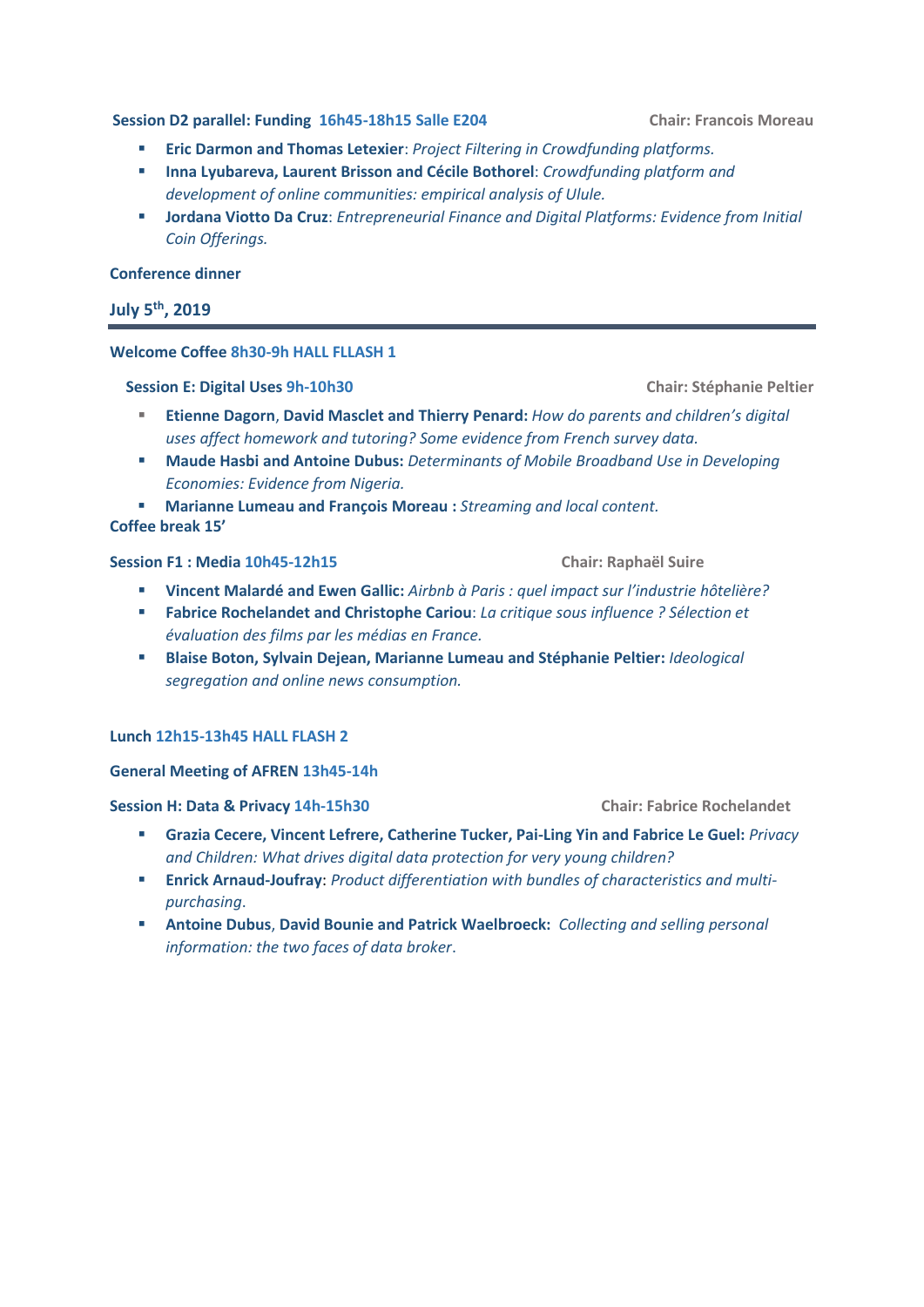**Session D2 parallel: Funding 16h45-18h15 Salle E204** **Chair: Francois Moreau**

- **Eric Darmon and Thomas Letexier**: *Project Filtering in Crowdfunding platforms.*
- **Inna Lyubareva, Laurent Brisson and Cécile Bothorel**: *Crowdfunding platform and development of online communities: empirical analysis of Ulule.*
- **Jordana Viotto Da Cruz**: *Entrepreneurial Finance and Digital Platforms: Evidence from Initial Coin Offerings.*

**Conference dinner**

## July 5th, 2019

**Welcome Coffee 8h30-9h HALL FLLASH 1**

**Session E: Digital Uses 9h-10h30** **Chair: Stéphanie Peltier**

- **Etienne Dagorn**, **David Masclet and Thierry Penard:** *How do parents and children's digital uses affect homework and tutoring? Some evidence from French survey data.*
- **Maude Hasbi and Antoine Dubus:** *Determinants of Mobile Broadband Use in Developing Economies: Evidence from Nigeria.*
- **Marianne Lumeau and François Moreau :** *Streaming and local content.*

**Coffee break 15'**

**Session F1 : Media 10h45-12h15** **Chair: Raphaël Suire**

- **Vincent Malardé and Ewen Gallic:** *Airbnb à Paris : quel impact sur l'industrie hôtelière?*
- **Fabrice Rochelandet and Christophe Cariou**: *La critique sous influence ? Sélection et évaluation des films par les médias en France.*
- **Blaise Boton, Sylvain Dejean, Marianne Lumeau and Stéphanie Peltier:** *Ideological segregation and online news consumption.*

**Lunch 12h15-13h45 HALL FLASH 2**

**General Meeting of AFREN 13h45-14h**

**Session H: Data & Privacy 14h-15h30** **Chair: Fabrice Rochelandet**

- **Grazia Cecere, Vincent Lefrere, Catherine Tucker, Pai-Ling Yin and Fabrice Le Guel:** *Privacy and Children: What drives digital data protection for very young children?*
- **Enrick Arnaud-Joufray**: *Product differentiation with bundles of characteristics and multi-purchasing*.
- **Antoine Dubus**, **David Bounie and Patrick Waelbroeck:** *Collecting and selling personal information: the two faces of data broker*.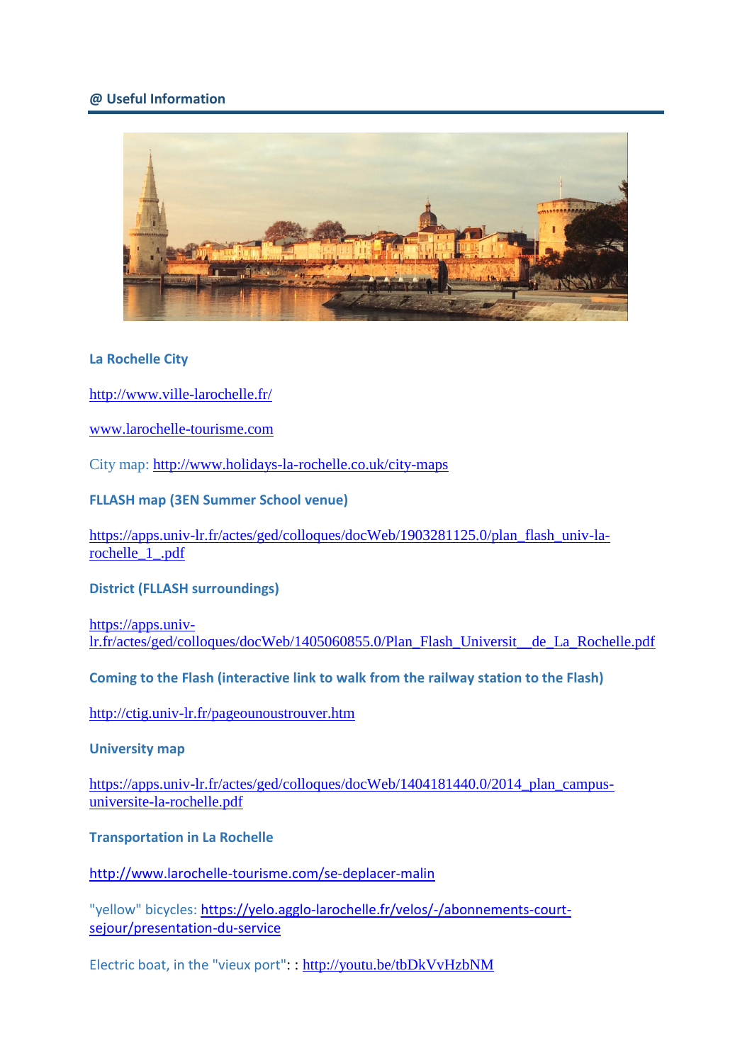## @ Useful Information

**La Rochelle City**

http://www.ville-larochelle.fr/

www.larochelle-tourisme.com

City map: http://www.holidays-la-rochelle.co.uk/city-maps

**FLLASH map (3EN Summer School venue)**

https://apps.univ-lr.fr/actes/ged/colloques/docWeb/1903281125.0/plan_flash_univ-la-rochelle_1_.pdf

**District (FLLASH surroundings)**

https://apps.univ-lr.fr/actes/ged/colloques/docWeb/1405060855.0/Plan_Flash_Universit__de_La_Rochelle.pdf

**Coming to the Flash (interactive link to walk from the railway station to the Flash)**

http://ctig.univ-lr.fr/pageounoustrouver.htm

**University map**

https://apps.univ-lr.fr/actes/ged/colloques/docWeb/1404181440.0/2014_plan_campus-universite-la-rochelle.pdf

**Transportation in La Rochelle**

http://www.larochelle-tourisme.com/se-deplacer-malin

"yellow" bicycles: https://yelo.agglo-larochelle.fr/velos/-/abonnements-court-sejour/presentation-du-service

Electric boat, in the "vieux port": : http://youtu.be/tbDkVvHzbNM